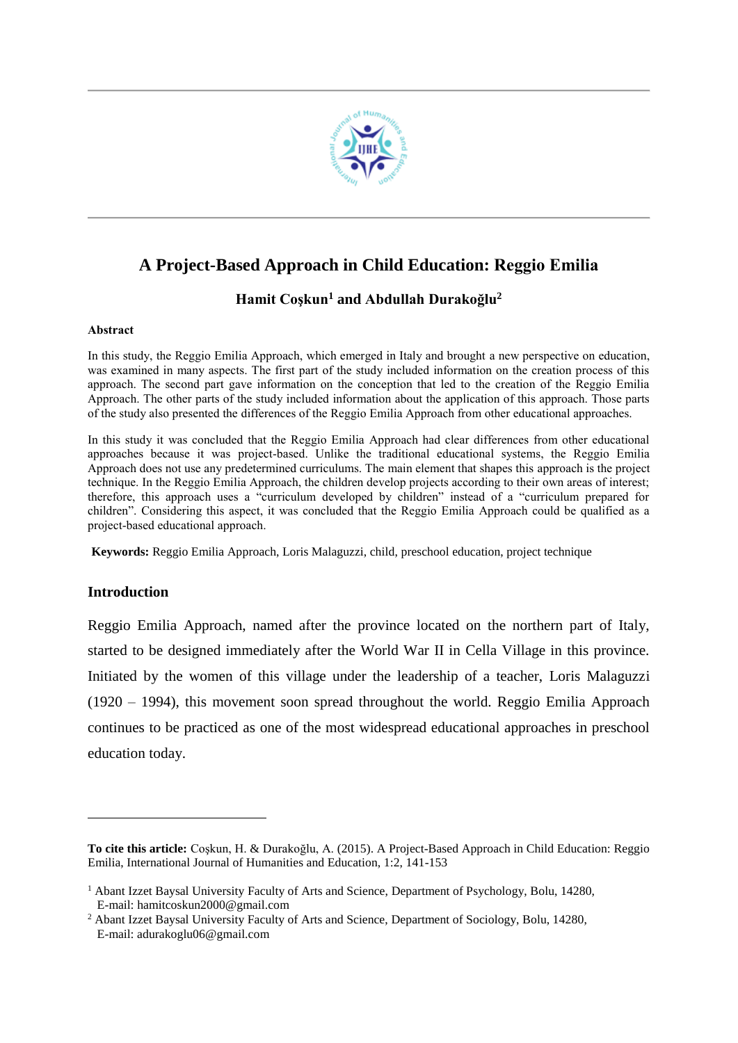# A Project-Based Approach in Child Education: Reggio Emilia

**Hamit Coşkun[1] and Abdullah Durakoğlu[2]**

**Abstract**

In this study, the Reggio Emilia Approach, which emerged in Italy and brought a new perspective on education, was examined in many aspects. The first part of the study included information on the creation process of this approach. The second part gave information on the conception that led to the creation of the Reggio Emilia Approach. The other parts of the study included information about the application of this approach. Those parts of the study also presented the differences of the Reggio Emilia Approach from other educational approaches.

In this study it was concluded that the Reggio Emilia Approach had clear differences from other educational approaches because it was project-based. Unlike the traditional educational systems, the Reggio Emilia Approach does not use any predetermined curriculums. The main element that shapes this approach is the project technique. In the Reggio Emilia Approach, the children develop projects according to their own areas of interest; therefore, this approach uses a "curriculum developed by children" instead of a "curriculum prepared for children". Considering this aspect, it was concluded that the Reggio Emilia Approach could be qualified as a project-based educational approach.

**Keywords:** Reggio Emilia Approach, Loris Malaguzzi, child, preschool education, project technique

## Introduction

Reggio Emilia Approach, named after the province located on the northern part of Italy, started to be designed immediately after the World War II in Cella Village in this province. Initiated by the women of this village under the leadership of a teacher, Loris Malaguzzi (1920 – 1994), this movement soon spread throughout the world. Reggio Emilia Approach continues to be practiced as one of the most widespread educational approaches in preschool education today.

---

**To cite this article:** Coşkun, H. & Durakoğlu, A. (2015). A Project-Based Approach in Child Education: Reggio Emilia, International Journal of Humanities and Education, 1:2, 141-153

[1] Abant Izzet Baysal University Faculty of Arts and Science, Department of Psychology, Bolu, 14280, E-mail: hamitcoskun2000@gmail.com

[2] Abant Izzet Baysal University Faculty of Arts and Science, Department of Sociology, Bolu, 14280, E-mail: adurakoglu06@gmail.com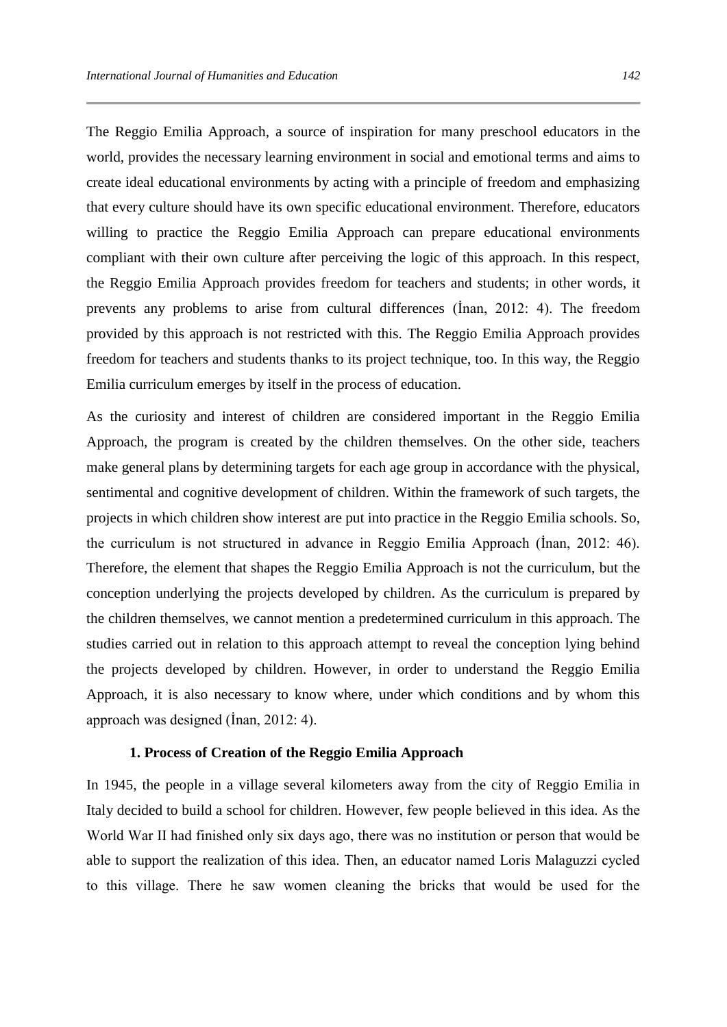The Reggio Emilia Approach, a source of inspiration for many preschool educators in the world, provides the necessary learning environment in social and emotional terms and aims to create ideal educational environments by acting with a principle of freedom and emphasizing that every culture should have its own specific educational environment. Therefore, educators willing to practice the Reggio Emilia Approach can prepare educational environments compliant with their own culture after perceiving the logic of this approach. In this respect, the Reggio Emilia Approach provides freedom for teachers and students; in other words, it prevents any problems to arise from cultural differences (İnan, 2012: 4). The freedom provided by this approach is not restricted with this. The Reggio Emilia Approach provides freedom for teachers and students thanks to its project technique, too. In this way, the Reggio Emilia curriculum emerges by itself in the process of education.

As the curiosity and interest of children are considered important in the Reggio Emilia Approach, the program is created by the children themselves. On the other side, teachers make general plans by determining targets for each age group in accordance with the physical, sentimental and cognitive development of children. Within the framework of such targets, the projects in which children show interest are put into practice in the Reggio Emilia schools. So, the curriculum is not structured in advance in Reggio Emilia Approach (İnan, 2012: 46). Therefore, the element that shapes the Reggio Emilia Approach is not the curriculum, but the conception underlying the projects developed by children. As the curriculum is prepared by the children themselves, we cannot mention a predetermined curriculum in this approach. The studies carried out in relation to this approach attempt to reveal the conception lying behind the projects developed by children. However, in order to understand the Reggio Emilia Approach, it is also necessary to know where, under which conditions and by whom this approach was designed (İnan, 2012: 4).

## 1. Process of Creation of the Reggio Emilia Approach

In 1945, the people in a village several kilometers away from the city of Reggio Emilia in Italy decided to build a school for children. However, few people believed in this idea. As the World War II had finished only six days ago, there was no institution or person that would be able to support the realization of this idea. Then, an educator named Loris Malaguzzi cycled to this village. There he saw women cleaning the bricks that would be used for the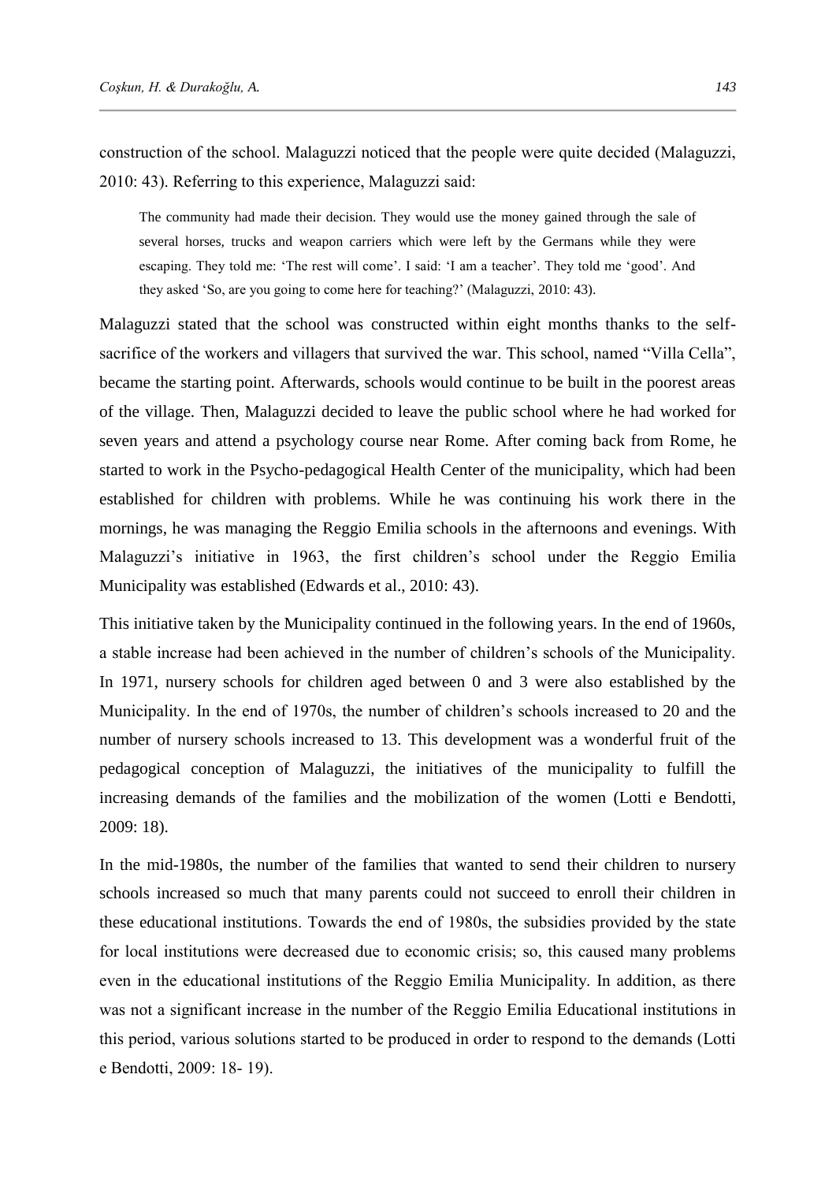construction of the school. Malaguzzi noticed that the people were quite decided (Malaguzzi, 2010: 43). Referring to this experience, Malaguzzi said:

> The community had made their decision. They would use the money gained through the sale of several horses, trucks and weapon carriers which were left by the Germans while they were escaping. They told me: 'The rest will come'. I said: 'I am a teacher'. They told me 'good'. And they asked 'So, are you going to come here for teaching?' (Malaguzzi, 2010: 43).

Malaguzzi stated that the school was constructed within eight months thanks to the self-sacrifice of the workers and villagers that survived the war. This school, named "Villa Cella", became the starting point. Afterwards, schools would continue to be built in the poorest areas of the village. Then, Malaguzzi decided to leave the public school where he had worked for seven years and attend a psychology course near Rome. After coming back from Rome, he started to work in the Psycho-pedagogical Health Center of the municipality, which had been established for children with problems. While he was continuing his work there in the mornings, he was managing the Reggio Emilia schools in the afternoons and evenings. With Malaguzzi's initiative in 1963, the first children's school under the Reggio Emilia Municipality was established (Edwards et al., 2010: 43).

This initiative taken by the Municipality continued in the following years. In the end of 1960s, a stable increase had been achieved in the number of children's schools of the Municipality. In 1971, nursery schools for children aged between 0 and 3 were also established by the Municipality. In the end of 1970s, the number of children's schools increased to 20 and the number of nursery schools increased to 13. This development was a wonderful fruit of the pedagogical conception of Malaguzzi, the initiatives of the municipality to fulfill the increasing demands of the families and the mobilization of the women (Lotti e Bendotti, 2009: 18).

In the mid-1980s, the number of the families that wanted to send their children to nursery schools increased so much that many parents could not succeed to enroll their children in these educational institutions. Towards the end of 1980s, the subsidies provided by the state for local institutions were decreased due to economic crisis; so, this caused many problems even in the educational institutions of the Reggio Emilia Municipality. In addition, as there was not a significant increase in the number of the Reggio Emilia Educational institutions in this period, various solutions started to be produced in order to respond to the demands (Lotti e Bendotti, 2009: 18- 19).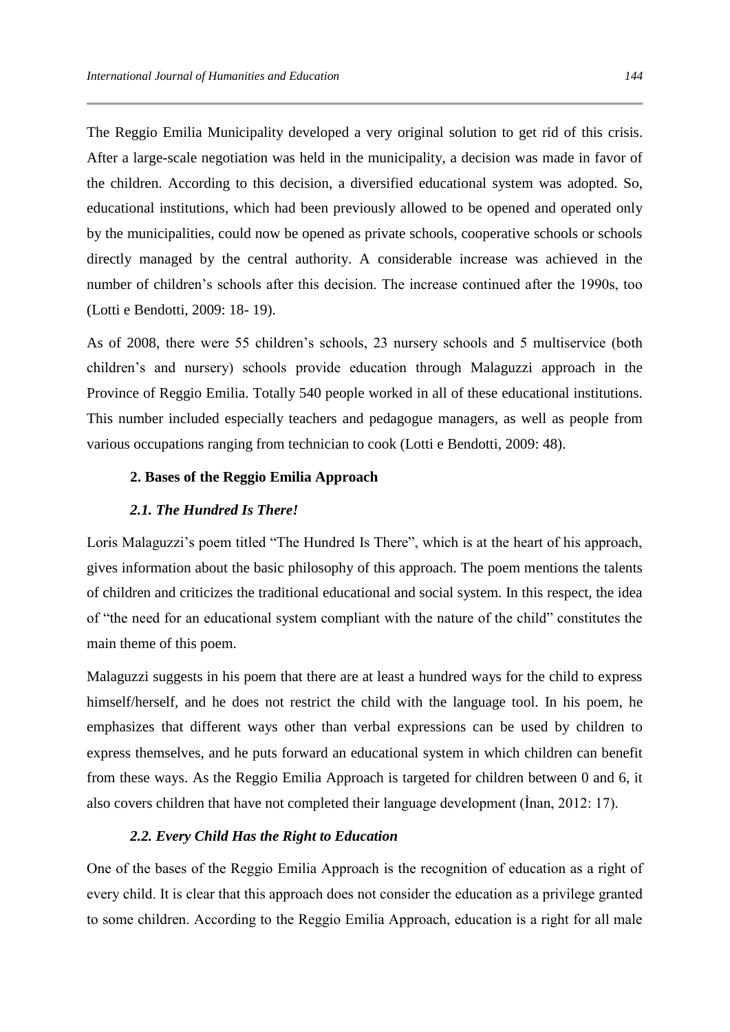The Reggio Emilia Municipality developed a very original solution to get rid of this crisis. After a large-scale negotiation was held in the municipality, a decision was made in favor of the children. According to this decision, a diversified educational system was adopted. So, educational institutions, which had been previously allowed to be opened and operated only by the municipalities, could now be opened as private schools, cooperative schools or schools directly managed by the central authority. A considerable increase was achieved in the number of children's schools after this decision. The increase continued after the 1990s, too (Lotti e Bendotti, 2009: 18- 19).

As of 2008, there were 55 children's schools, 23 nursery schools and 5 multiservice (both children's and nursery) schools provide education through Malaguzzi approach in the Province of Reggio Emilia. Totally 540 people worked in all of these educational institutions. This number included especially teachers and pedagogue managers, as well as people from various occupations ranging from technician to cook (Lotti e Bendotti, 2009: 48).

## 2. Bases of the Reggio Emilia Approach

### *2.1. The Hundred Is There!*

Loris Malaguzzi's poem titled "The Hundred Is There", which is at the heart of his approach, gives information about the basic philosophy of this approach. The poem mentions the talents of children and criticizes the traditional educational and social system. In this respect, the idea of "the need for an educational system compliant with the nature of the child" constitutes the main theme of this poem.

Malaguzzi suggests in his poem that there are at least a hundred ways for the child to express himself/herself, and he does not restrict the child with the language tool. In his poem, he emphasizes that different ways other than verbal expressions can be used by children to express themselves, and he puts forward an educational system in which children can benefit from these ways. As the Reggio Emilia Approach is targeted for children between 0 and 6, it also covers children that have not completed their language development (İnan, 2012: 17).

### *2.2. Every Child Has the Right to Education*

One of the bases of the Reggio Emilia Approach is the recognition of education as a right of every child. It is clear that this approach does not consider the education as a privilege granted to some children. According to the Reggio Emilia Approach, education is a right for all male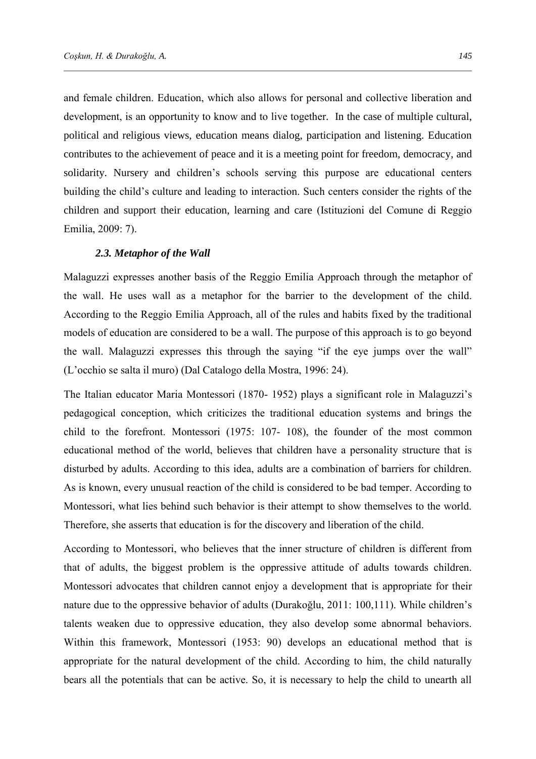and female children. Education, which also allows for personal and collective liberation and development, is an opportunity to know and to live together. In the case of multiple cultural, political and religious views, education means dialog, participation and listening. Education contributes to the achievement of peace and it is a meeting point for freedom, democracy, and solidarity. Nursery and children's schools serving this purpose are educational centers building the child's culture and leading to interaction. Such centers consider the rights of the children and support their education, learning and care (Istituzioni del Comune di Reggio Emilia, 2009: 7).

### *2.3. Metaphor of the Wall*

Malaguzzi expresses another basis of the Reggio Emilia Approach through the metaphor of the wall. He uses wall as a metaphor for the barrier to the development of the child. According to the Reggio Emilia Approach, all of the rules and habits fixed by the traditional models of education are considered to be a wall. The purpose of this approach is to go beyond the wall. Malaguzzi expresses this through the saying "if the eye jumps over the wall" (L'occhio se salta il muro) (Dal Catalogo della Mostra, 1996: 24).

The Italian educator Maria Montessori (1870- 1952) plays a significant role in Malaguzzi's pedagogical conception, which criticizes the traditional education systems and brings the child to the forefront. Montessori (1975: 107- 108), the founder of the most common educational method of the world, believes that children have a personality structure that is disturbed by adults. According to this idea, adults are a combination of barriers for children. As is known, every unusual reaction of the child is considered to be bad temper. According to Montessori, what lies behind such behavior is their attempt to show themselves to the world. Therefore, she asserts that education is for the discovery and liberation of the child.

According to Montessori, who believes that the inner structure of children is different from that of adults, the biggest problem is the oppressive attitude of adults towards children. Montessori advocates that children cannot enjoy a development that is appropriate for their nature due to the oppressive behavior of adults (Durakoğlu, 2011: 100,111). While children's talents weaken due to oppressive education, they also develop some abnormal behaviors. Within this framework, Montessori (1953: 90) develops an educational method that is appropriate for the natural development of the child. According to him, the child naturally bears all the potentials that can be active. So, it is necessary to help the child to unearth all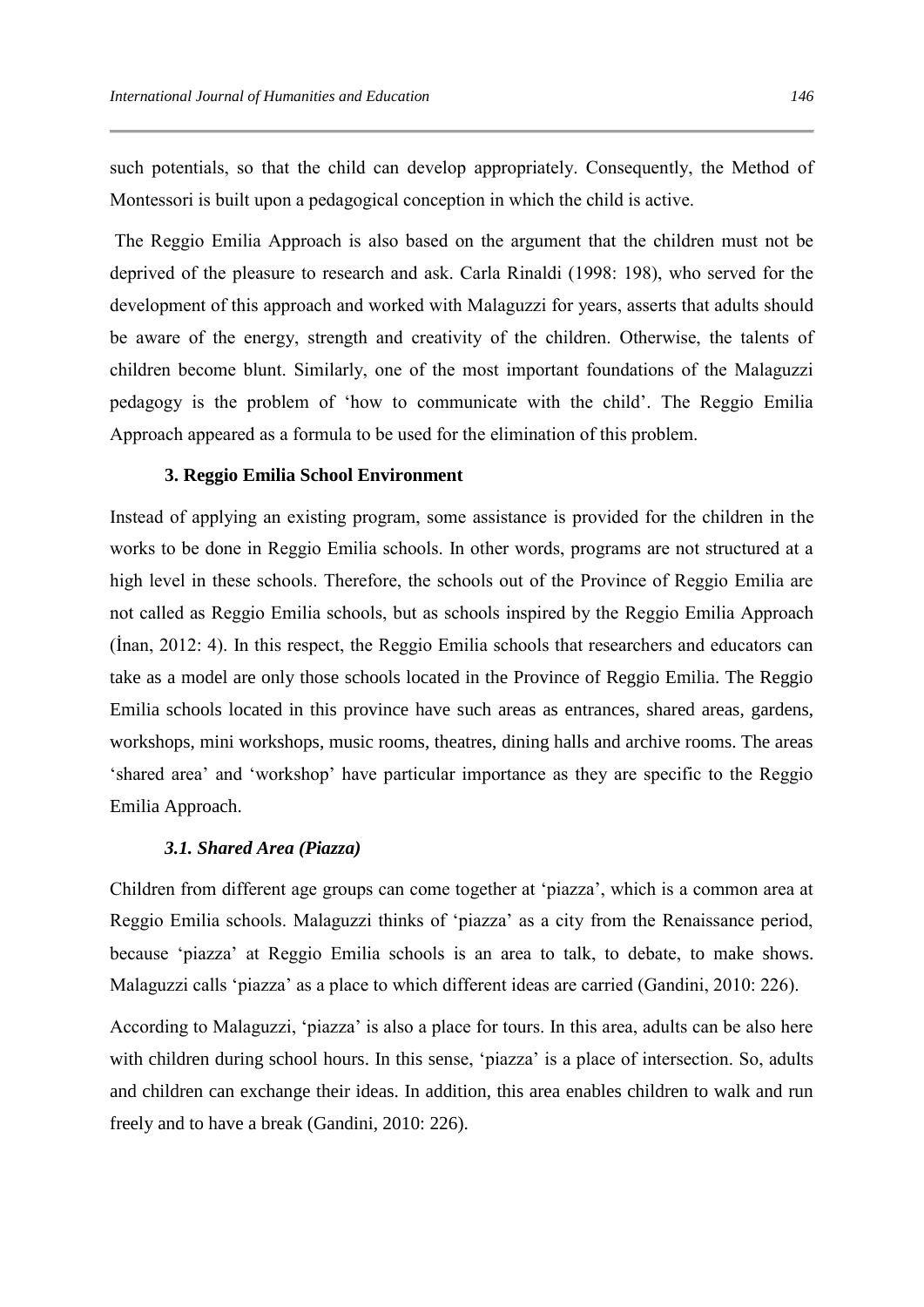such potentials, so that the child can develop appropriately. Consequently, the Method of Montessori is built upon a pedagogical conception in which the child is active.

The Reggio Emilia Approach is also based on the argument that the children must not be deprived of the pleasure to research and ask. Carla Rinaldi (1998: 198), who served for the development of this approach and worked with Malaguzzi for years, asserts that adults should be aware of the energy, strength and creativity of the children. Otherwise, the talents of children become blunt. Similarly, one of the most important foundations of the Malaguzzi pedagogy is the problem of 'how to communicate with the child'. The Reggio Emilia Approach appeared as a formula to be used for the elimination of this problem.

## 3. Reggio Emilia School Environment

Instead of applying an existing program, some assistance is provided for the children in the works to be done in Reggio Emilia schools. In other words, programs are not structured at a high level in these schools. Therefore, the schools out of the Province of Reggio Emilia are not called as Reggio Emilia schools, but as schools inspired by the Reggio Emilia Approach (İnan, 2012: 4). In this respect, the Reggio Emilia schools that researchers and educators can take as a model are only those schools located in the Province of Reggio Emilia. The Reggio Emilia schools located in this province have such areas as entrances, shared areas, gardens, workshops, mini workshops, music rooms, theatres, dining halls and archive rooms. The areas 'shared area' and 'workshop' have particular importance as they are specific to the Reggio Emilia Approach.

### *3.1. Shared Area (Piazza)*

Children from different age groups can come together at 'piazza', which is a common area at Reggio Emilia schools. Malaguzzi thinks of 'piazza' as a city from the Renaissance period, because 'piazza' at Reggio Emilia schools is an area to talk, to debate, to make shows. Malaguzzi calls 'piazza' as a place to which different ideas are carried (Gandini, 2010: 226).

According to Malaguzzi, 'piazza' is also a place for tours. In this area, adults can be also here with children during school hours. In this sense, 'piazza' is a place of intersection. So, adults and children can exchange their ideas. In addition, this area enables children to walk and run freely and to have a break (Gandini, 2010: 226).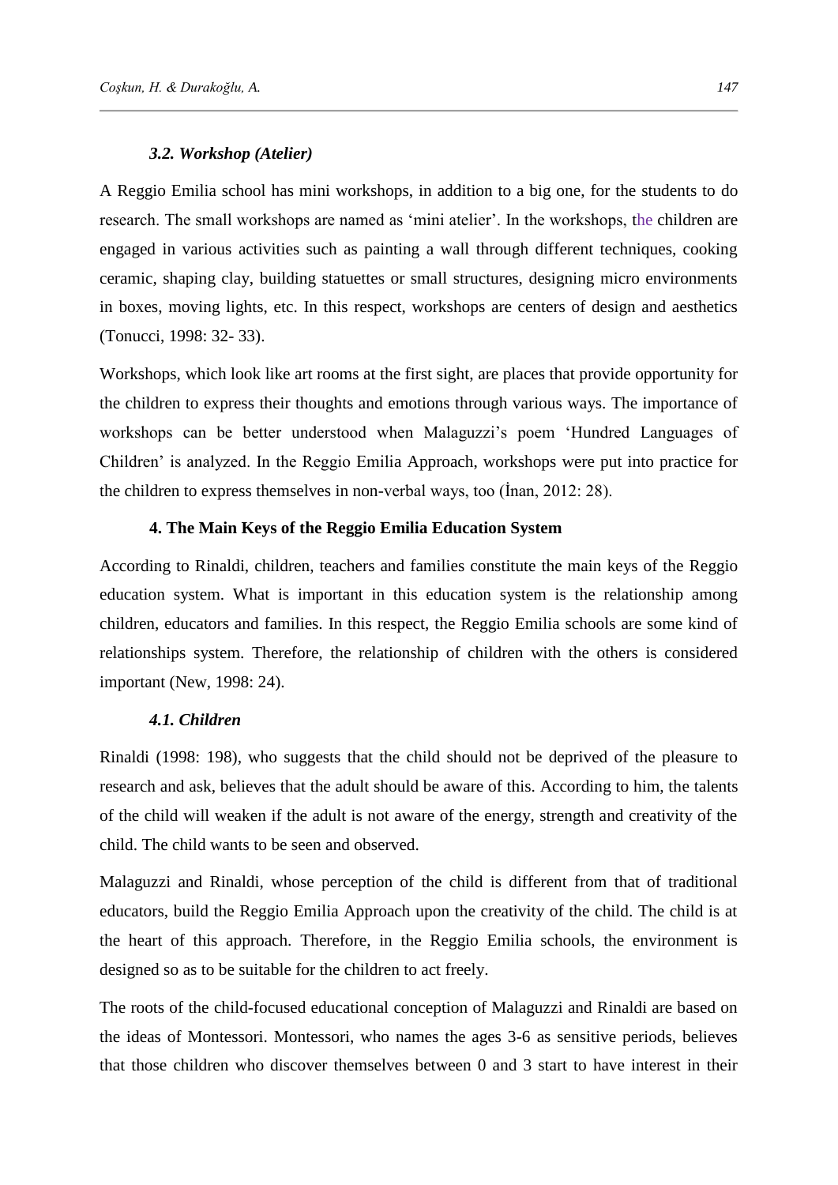### *3.2. Workshop (Atelier)*

A Reggio Emilia school has mini workshops, in addition to a big one, for the students to do research. The small workshops are named as 'mini atelier'. In the workshops, the children are engaged in various activities such as painting a wall through different techniques, cooking ceramic, shaping clay, building statuettes or small structures, designing micro environments in boxes, moving lights, etc. In this respect, workshops are centers of design and aesthetics (Tonucci, 1998: 32- 33).

Workshops, which look like art rooms at the first sight, are places that provide opportunity for the children to express their thoughts and emotions through various ways. The importance of workshops can be better understood when Malaguzzi's poem 'Hundred Languages of Children' is analyzed. In the Reggio Emilia Approach, workshops were put into practice for the children to express themselves in non-verbal ways, too (İnan, 2012: 28).

## 4. The Main Keys of the Reggio Emilia Education System

According to Rinaldi, children, teachers and families constitute the main keys of the Reggio education system. What is important in this education system is the relationship among children, educators and families. In this respect, the Reggio Emilia schools are some kind of relationships system. Therefore, the relationship of children with the others is considered important (New, 1998: 24).

### *4.1. Children*

Rinaldi (1998: 198), who suggests that the child should not be deprived of the pleasure to research and ask, believes that the adult should be aware of this. According to him, the talents of the child will weaken if the adult is not aware of the energy, strength and creativity of the child. The child wants to be seen and observed.

Malaguzzi and Rinaldi, whose perception of the child is different from that of traditional educators, build the Reggio Emilia Approach upon the creativity of the child. The child is at the heart of this approach. Therefore, in the Reggio Emilia schools, the environment is designed so as to be suitable for the children to act freely.

The roots of the child-focused educational conception of Malaguzzi and Rinaldi are based on the ideas of Montessori. Montessori, who names the ages 3-6 as sensitive periods, believes that those children who discover themselves between 0 and 3 start to have interest in their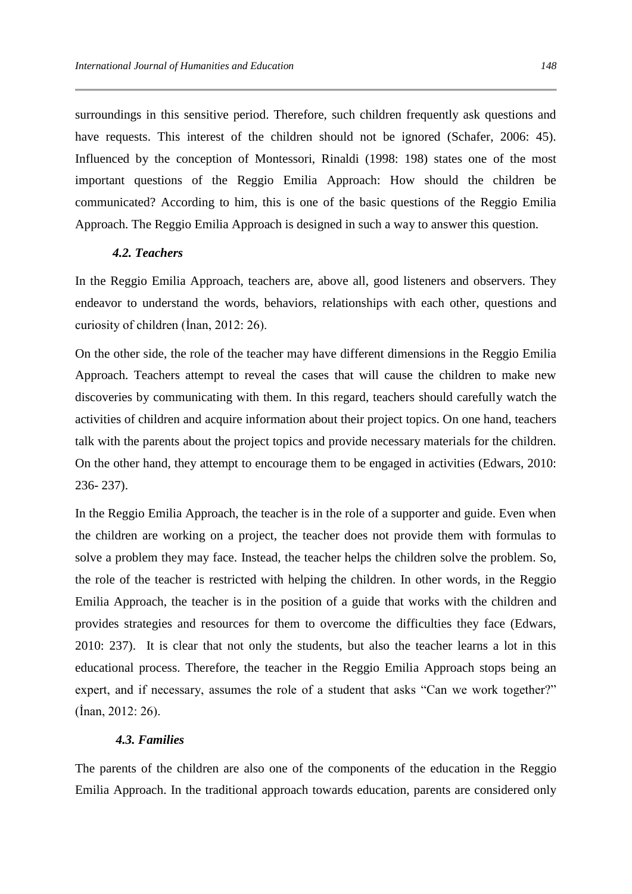surroundings in this sensitive period. Therefore, such children frequently ask questions and have requests. This interest of the children should not be ignored (Schafer, 2006: 45). Influenced by the conception of Montessori, Rinaldi (1998: 198) states one of the most important questions of the Reggio Emilia Approach: How should the children be communicated? According to him, this is one of the basic questions of the Reggio Emilia Approach. The Reggio Emilia Approach is designed in such a way to answer this question.

### *4.2. Teachers*

In the Reggio Emilia Approach, teachers are, above all, good listeners and observers. They endeavor to understand the words, behaviors, relationships with each other, questions and curiosity of children (İnan, 2012: 26).

On the other side, the role of the teacher may have different dimensions in the Reggio Emilia Approach. Teachers attempt to reveal the cases that will cause the children to make new discoveries by communicating with them. In this regard, teachers should carefully watch the activities of children and acquire information about their project topics. On one hand, teachers talk with the parents about the project topics and provide necessary materials for the children. On the other hand, they attempt to encourage them to be engaged in activities (Edwars, 2010: 236- 237).

In the Reggio Emilia Approach, the teacher is in the role of a supporter and guide. Even when the children are working on a project, the teacher does not provide them with formulas to solve a problem they may face. Instead, the teacher helps the children solve the problem. So, the role of the teacher is restricted with helping the children. In other words, in the Reggio Emilia Approach, the teacher is in the position of a guide that works with the children and provides strategies and resources for them to overcome the difficulties they face (Edwars, 2010: 237). It is clear that not only the students, but also the teacher learns a lot in this educational process. Therefore, the teacher in the Reggio Emilia Approach stops being an expert, and if necessary, assumes the role of a student that asks "Can we work together?" (İnan, 2012: 26).

### *4.3. Families*

The parents of the children are also one of the components of the education in the Reggio Emilia Approach. In the traditional approach towards education, parents are considered only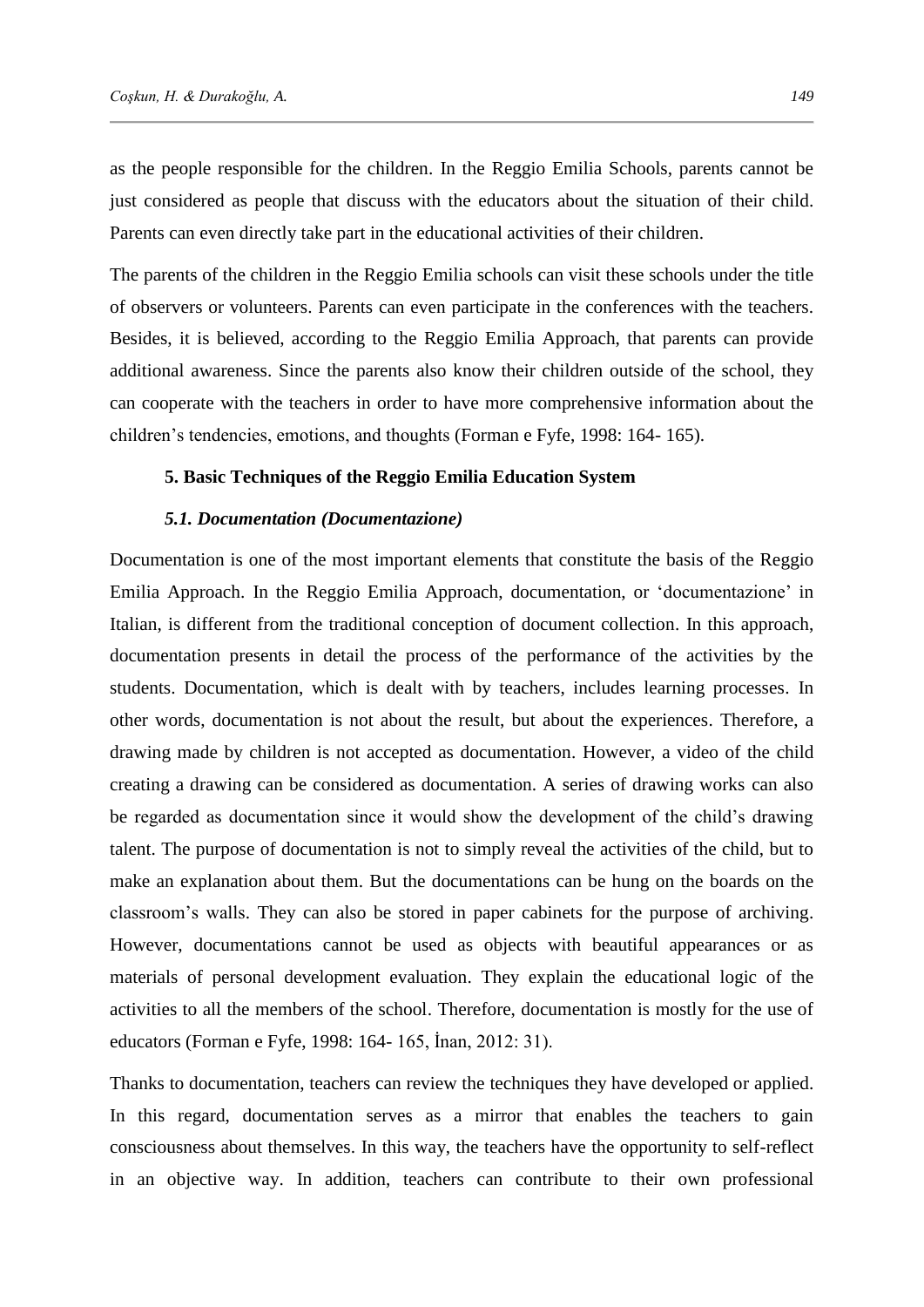as the people responsible for the children. In the Reggio Emilia Schools, parents cannot be just considered as people that discuss with the educators about the situation of their child. Parents can even directly take part in the educational activities of their children.

The parents of the children in the Reggio Emilia schools can visit these schools under the title of observers or volunteers. Parents can even participate in the conferences with the teachers. Besides, it is believed, according to the Reggio Emilia Approach, that parents can provide additional awareness. Since the parents also know their children outside of the school, they can cooperate with the teachers in order to have more comprehensive information about the children's tendencies, emotions, and thoughts (Forman e Fyfe, 1998: 164- 165).

## 5. Basic Techniques of the Reggio Emilia Education System

### *5.1. Documentation (Documentazione)*

Documentation is one of the most important elements that constitute the basis of the Reggio Emilia Approach. In the Reggio Emilia Approach, documentation, or 'documentazione' in Italian, is different from the traditional conception of document collection. In this approach, documentation presents in detail the process of the performance of the activities by the students. Documentation, which is dealt with by teachers, includes learning processes. In other words, documentation is not about the result, but about the experiences. Therefore, a drawing made by children is not accepted as documentation. However, a video of the child creating a drawing can be considered as documentation. A series of drawing works can also be regarded as documentation since it would show the development of the child's drawing talent. The purpose of documentation is not to simply reveal the activities of the child, but to make an explanation about them. But the documentations can be hung on the boards on the classroom's walls. They can also be stored in paper cabinets for the purpose of archiving. However, documentations cannot be used as objects with beautiful appearances or as materials of personal development evaluation. They explain the educational logic of the activities to all the members of the school. Therefore, documentation is mostly for the use of educators (Forman e Fyfe, 1998: 164- 165, İnan, 2012: 31).

Thanks to documentation, teachers can review the techniques they have developed or applied. In this regard, documentation serves as a mirror that enables the teachers to gain consciousness about themselves. In this way, the teachers have the opportunity to self-reflect in an objective way. In addition, teachers can contribute to their own professional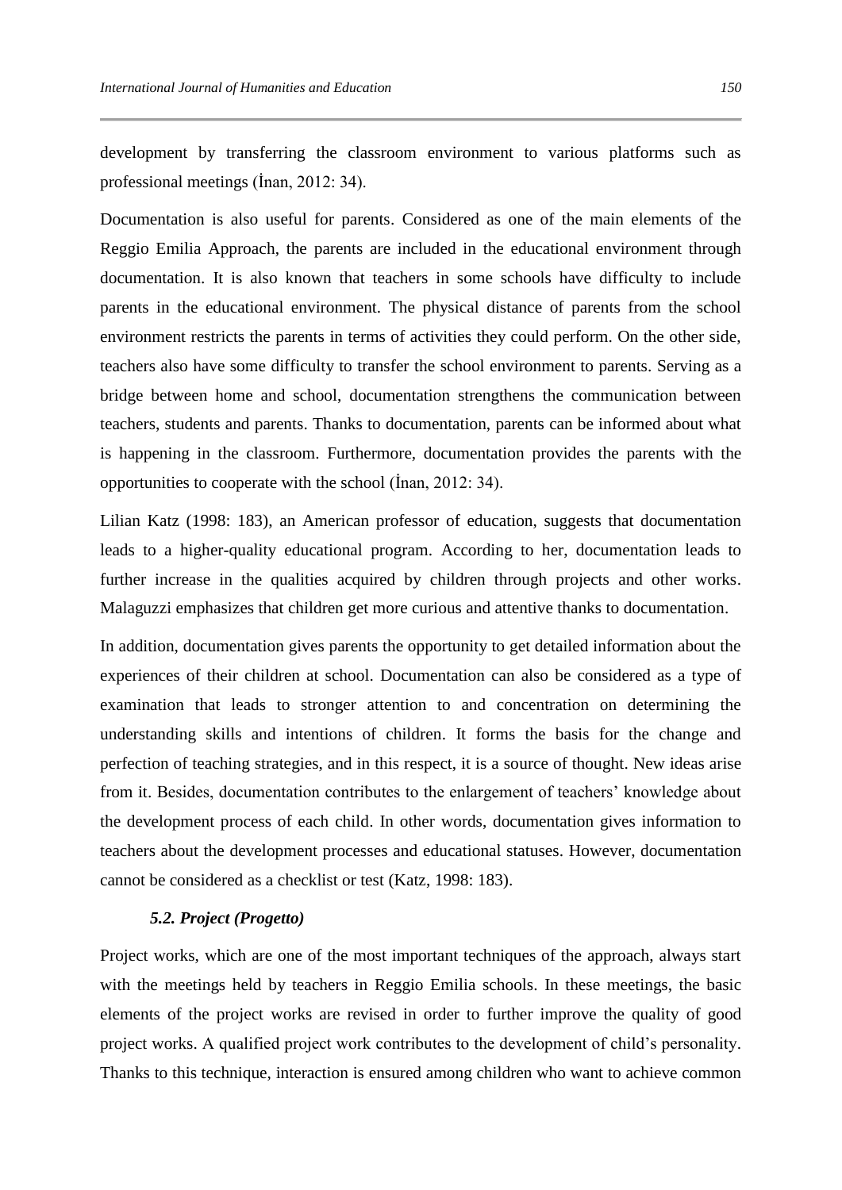development by transferring the classroom environment to various platforms such as professional meetings (İnan, 2012: 34).

Documentation is also useful for parents. Considered as one of the main elements of the Reggio Emilia Approach, the parents are included in the educational environment through documentation. It is also known that teachers in some schools have difficulty to include parents in the educational environment. The physical distance of parents from the school environment restricts the parents in terms of activities they could perform. On the other side, teachers also have some difficulty to transfer the school environment to parents. Serving as a bridge between home and school, documentation strengthens the communication between teachers, students and parents. Thanks to documentation, parents can be informed about what is happening in the classroom. Furthermore, documentation provides the parents with the opportunities to cooperate with the school (İnan, 2012: 34).

Lilian Katz (1998: 183), an American professor of education, suggests that documentation leads to a higher-quality educational program. According to her, documentation leads to further increase in the qualities acquired by children through projects and other works. Malaguzzi emphasizes that children get more curious and attentive thanks to documentation.

In addition, documentation gives parents the opportunity to get detailed information about the experiences of their children at school. Documentation can also be considered as a type of examination that leads to stronger attention to and concentration on determining the understanding skills and intentions of children. It forms the basis for the change and perfection of teaching strategies, and in this respect, it is a source of thought. New ideas arise from it. Besides, documentation contributes to the enlargement of teachers' knowledge about the development process of each child. In other words, documentation gives information to teachers about the development processes and educational statuses. However, documentation cannot be considered as a checklist or test (Katz, 1998: 183).

### *5.2. Project (Progetto)*

Project works, which are one of the most important techniques of the approach, always start with the meetings held by teachers in Reggio Emilia schools. In these meetings, the basic elements of the project works are revised in order to further improve the quality of good project works. A qualified project work contributes to the development of child's personality. Thanks to this technique, interaction is ensured among children who want to achieve common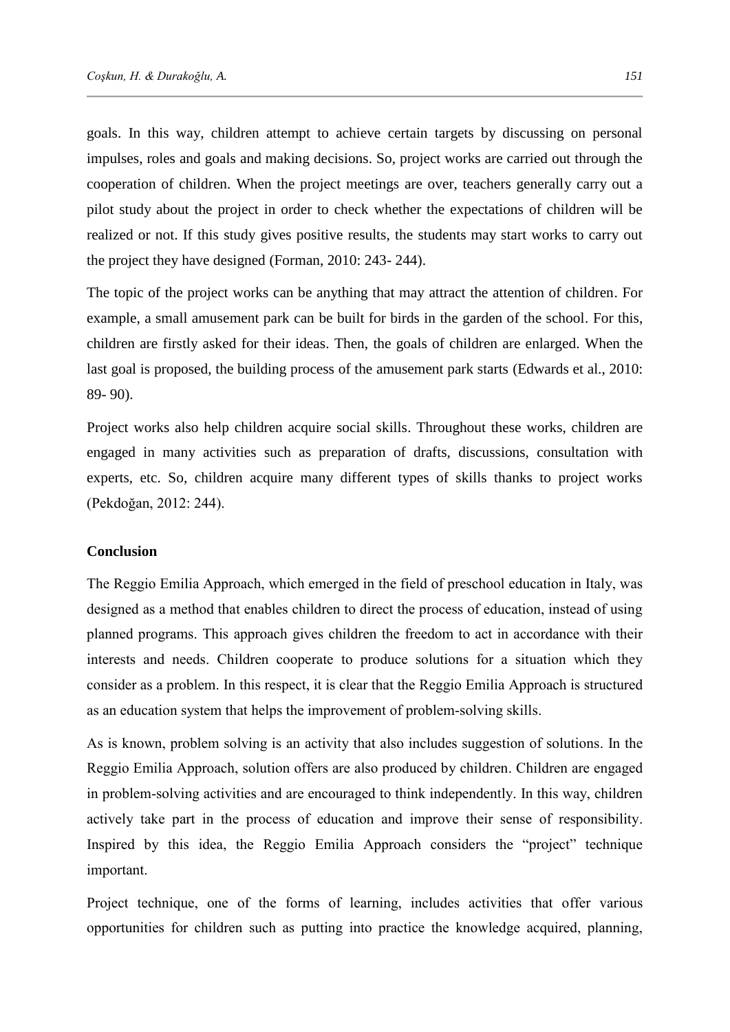goals. In this way, children attempt to achieve certain targets by discussing on personal impulses, roles and goals and making decisions. So, project works are carried out through the cooperation of children. When the project meetings are over, teachers generally carry out a pilot study about the project in order to check whether the expectations of children will be realized or not. If this study gives positive results, the students may start works to carry out the project they have designed (Forman, 2010: 243- 244).

The topic of the project works can be anything that may attract the attention of children. For example, a small amusement park can be built for birds in the garden of the school. For this, children are firstly asked for their ideas. Then, the goals of children are enlarged. When the last goal is proposed, the building process of the amusement park starts (Edwards et al., 2010: 89- 90).

Project works also help children acquire social skills. Throughout these works, children are engaged in many activities such as preparation of drafts, discussions, consultation with experts, etc. So, children acquire many different types of skills thanks to project works (Pekdoğan, 2012: 244).

## Conclusion

The Reggio Emilia Approach, which emerged in the field of preschool education in Italy, was designed as a method that enables children to direct the process of education, instead of using planned programs. This approach gives children the freedom to act in accordance with their interests and needs. Children cooperate to produce solutions for a situation which they consider as a problem. In this respect, it is clear that the Reggio Emilia Approach is structured as an education system that helps the improvement of problem-solving skills.

As is known, problem solving is an activity that also includes suggestion of solutions. In the Reggio Emilia Approach, solution offers are also produced by children. Children are engaged in problem-solving activities and are encouraged to think independently. In this way, children actively take part in the process of education and improve their sense of responsibility. Inspired by this idea, the Reggio Emilia Approach considers the "project" technique important.

Project technique, one of the forms of learning, includes activities that offer various opportunities for children such as putting into practice the knowledge acquired, planning,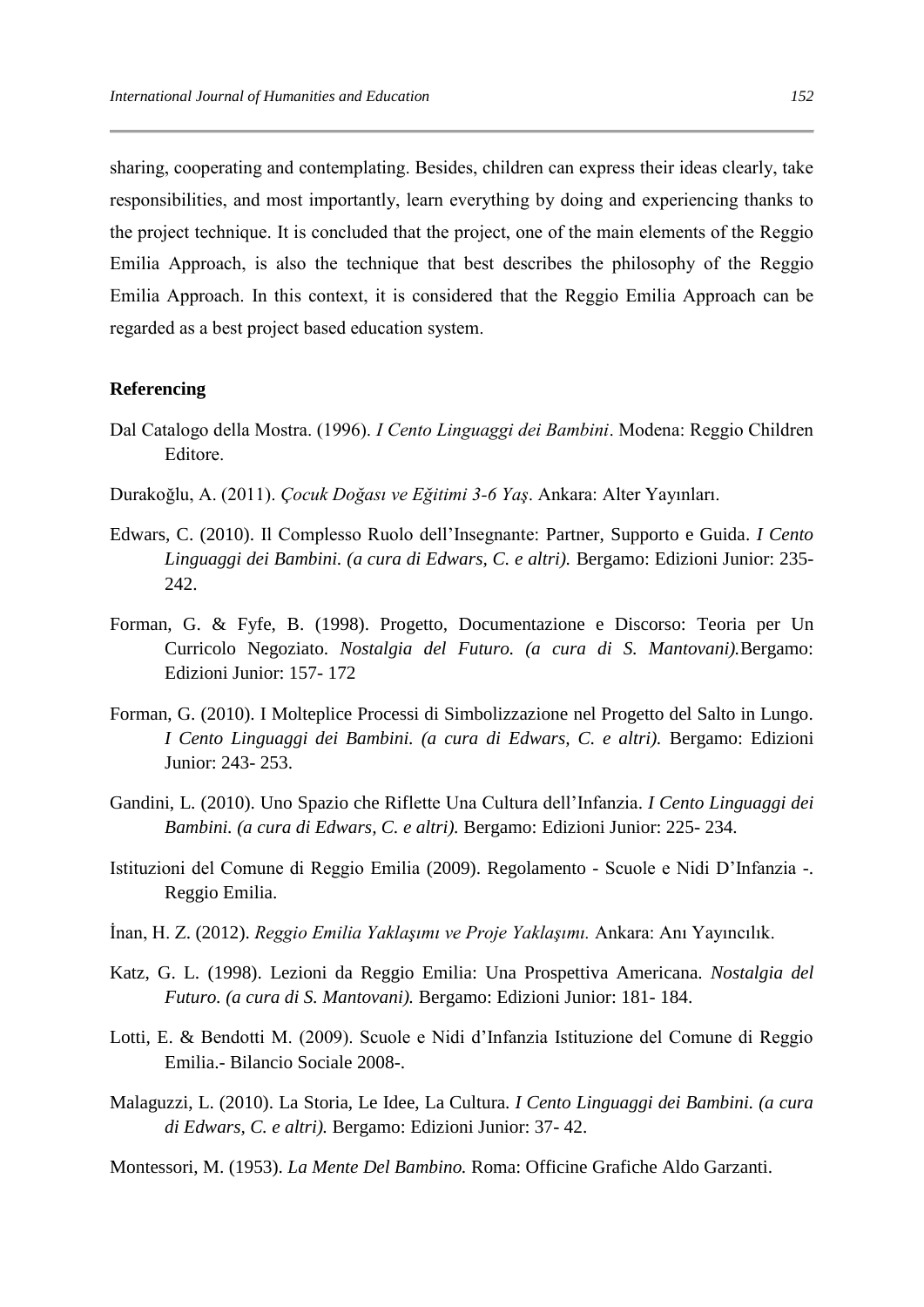sharing, cooperating and contemplating. Besides, children can express their ideas clearly, take responsibilities, and most importantly, learn everything by doing and experiencing thanks to the project technique. It is concluded that the project, one of the main elements of the Reggio Emilia Approach, is also the technique that best describes the philosophy of the Reggio Emilia Approach. In this context, it is considered that the Reggio Emilia Approach can be regarded as a best project based education system.

**Referencing**

Dal Catalogo della Mostra. (1996). *I Cento Linguaggi dei Bambini*. Modena: Reggio Children Editore.

Durakoğlu, A. (2011). *Çocuk Doğası ve Eğitimi 3-6 Yaş*. Ankara: Alter Yayınları.

Edwars, C. (2010). Il Complesso Ruolo dell'Insegnante: Partner, Supporto e Guida. *I Cento Linguaggi dei Bambini. (a cura di Edwars, C. e altri).* Bergamo: Edizioni Junior: 235-242.

Forman, G. & Fyfe, B. (1998). Progetto, Documentazione e Discorso: Teoria per Un Curricolo Negoziato. *Nostalgia del Futuro. (a cura di S. Mantovani).*Bergamo: Edizioni Junior: 157- 172

Forman, G. (2010). I Molteplice Processi di Simbolizzazione nel Progetto del Salto in Lungo. *I Cento Linguaggi dei Bambini. (a cura di Edwars, C. e altri).* Bergamo: Edizioni Junior: 243- 253.

Gandini, L. (2010). Uno Spazio che Riflette Una Cultura dell'Infanzia. *I Cento Linguaggi dei Bambini. (a cura di Edwars, C. e altri).* Bergamo: Edizioni Junior: 225- 234.

Istituzioni del Comune di Reggio Emilia (2009). Regolamento - Scuole e Nidi D'Infanzia -. Reggio Emilia.

İnan, H. Z. (2012). *Reggio Emilia Yaklaşımı ve Proje Yaklaşımı.* Ankara: Anı Yayıncılık.

Katz, G. L. (1998). Lezioni da Reggio Emilia: Una Prospettiva Americana. *Nostalgia del Futuro. (a cura di S. Mantovani).* Bergamo: Edizioni Junior: 181- 184.

Lotti, E. & Bendotti M. (2009). Scuole e Nidi d'Infanzia Istituzione del Comune di Reggio Emilia.- Bilancio Sociale 2008-.

Malaguzzi, L. (2010). La Storia, Le Idee, La Cultura. *I Cento Linguaggi dei Bambini. (a cura di Edwars, C. e altri).* Bergamo: Edizioni Junior: 37- 42.

Montessori, M. (1953). *La Mente Del Bambino.* Roma: Officine Grafiche Aldo Garzanti.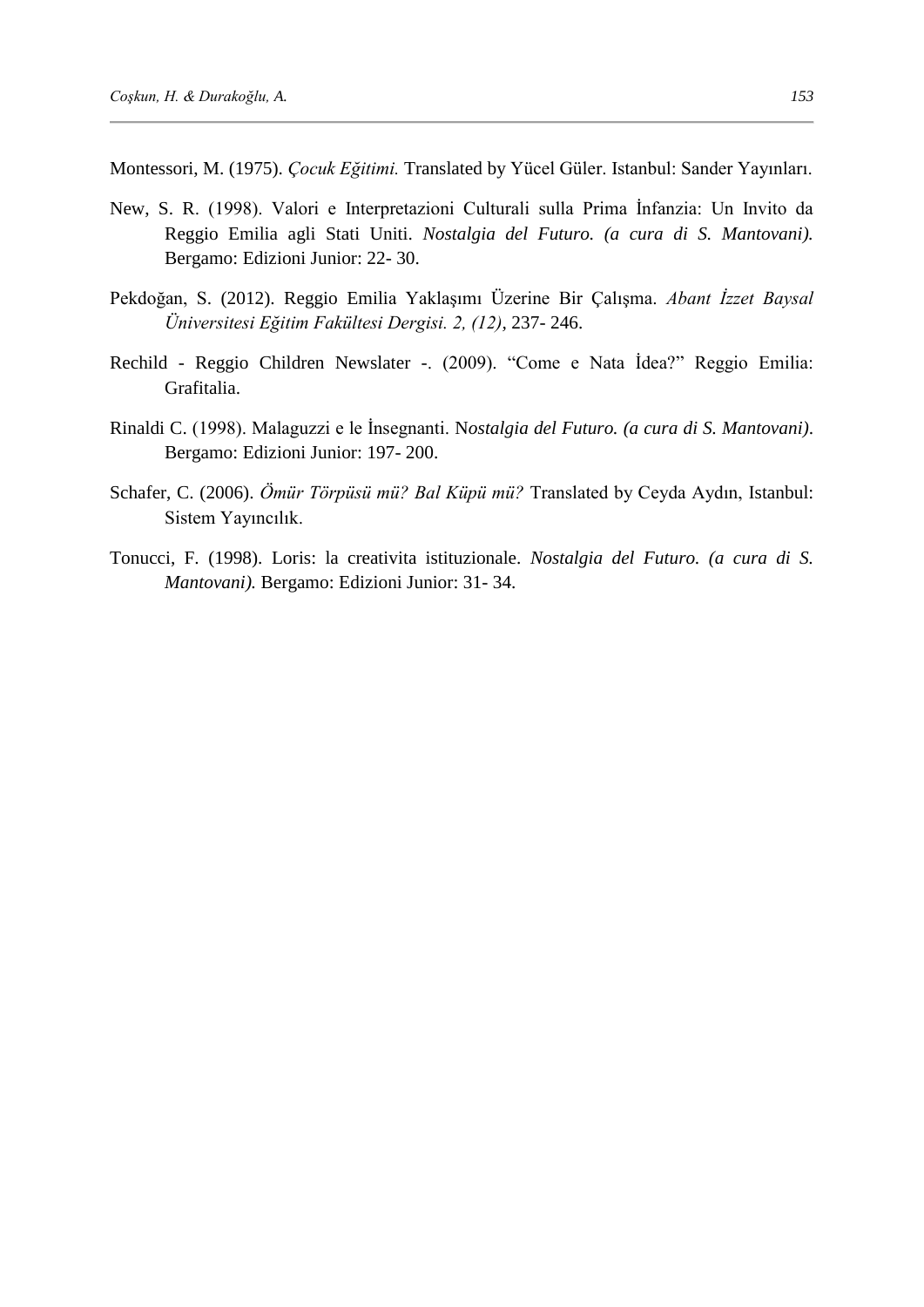Montessori, M. (1975). *Çocuk Eğitimi.* Translated by Yücel Güler. Istanbul: Sander Yayınları.

New, S. R. (1998). Valori e Interpretazioni Culturali sulla Prima İnfanzia: Un Invito da Reggio Emilia agli Stati Uniti. *Nostalgia del Futuro. (a cura di S. Mantovani).* Bergamo: Edizioni Junior: 22- 30.

Pekdoğan, S. (2012). Reggio Emilia Yaklaşımı Üzerine Bir Çalışma. *Abant İzzet Baysal Üniversitesi Eğitim Fakültesi Dergisi. 2, (12)*, 237- 246.

Rechild - Reggio Children Newslater -. (2009). "Come e Nata İdea?" Reggio Emilia: Grafitalia.

Rinaldi C. (1998). Malaguzzi e le İnsegnanti. N*ostalgia del Futuro. (a cura di S. Mantovani)*. Bergamo: Edizioni Junior: 197- 200.

Schafer, C. (2006). *Ömür Törpüsü mü? Bal Küpü mü?* Translated by Ceyda Aydın, Istanbul: Sistem Yayıncılık.

Tonucci, F. (1998). Loris: la creativita istituzionale. *Nostalgia del Futuro. (a cura di S. Mantovani).* Bergamo: Edizioni Junior: 31- 34.